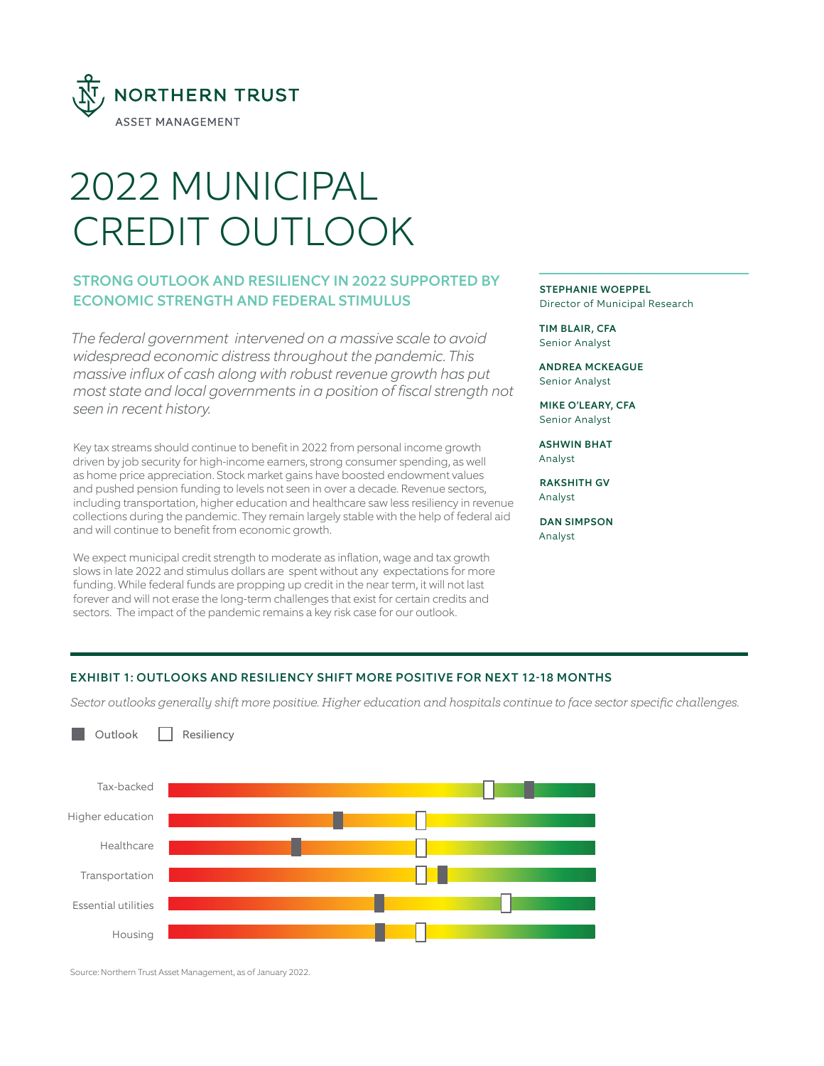NORTHERN TRUST

ASSET MANAGEMENT

# 2022 MUNICIPAL CREDIT OUTLOOK

## STRONG OUTLOOK AND RESILIENCY IN 2022 SUPPORTED BY ECONOMIC STRENGTH AND FEDERAL STIMULUS

**STEPHANIE WOEPPEL**
Director of Municipal Research

**TIM BLAIR, CFA**
Senior Analyst

**ANDREA MCKEAGUE**
Senior Analyst

**MIKE O'LEARY, CFA**
Senior Analyst

**ASHWIN BHAT**
Analyst

**RAKSHITH GV**
Analyst

**DAN SIMPSON**
Analyst

*The federal government intervened on a massive scale to avoid widespread economic distress throughout the pandemic. This massive influx of cash along with robust revenue growth has put most state and local governments in a position of fiscal strength not seen in recent history.*

Key tax streams should continue to benefit in 2022 from personal income growth driven by job security for high-income earners, strong consumer spending, as well as home price appreciation. Stock market gains have boosted endowment values and pushed pension funding to levels not seen in over a decade. Revenue sectors, including transportation, higher education and healthcare saw less resiliency in revenue collections during the pandemic. They remain largely stable with the help of federal aid and will continue to benefit from economic growth.

We expect municipal credit strength to moderate as inflation, wage and tax growth slows in late 2022 and stimulus dollars are spent without any expectations for more funding. While federal funds are propping up credit in the near term, it will not last forever and will not erase the long-term challenges that exist for certain credits and sectors. The impact of the pandemic remains a key risk case for our outlook.

### EXHIBIT 1: OUTLOOKS AND RESILIENCY SHIFT MORE POSITIVE FOR NEXT 12-18 MONTHS

*Sector outlooks generally shift more positive. Higher education and hospitals continue to face sector specific challenges.*

Outlook | Resiliency

Tax-backed
Higher education
Healthcare
Transportation
Essential utilities
Housing

Source: Northern Trust Asset Management, as of January 2022.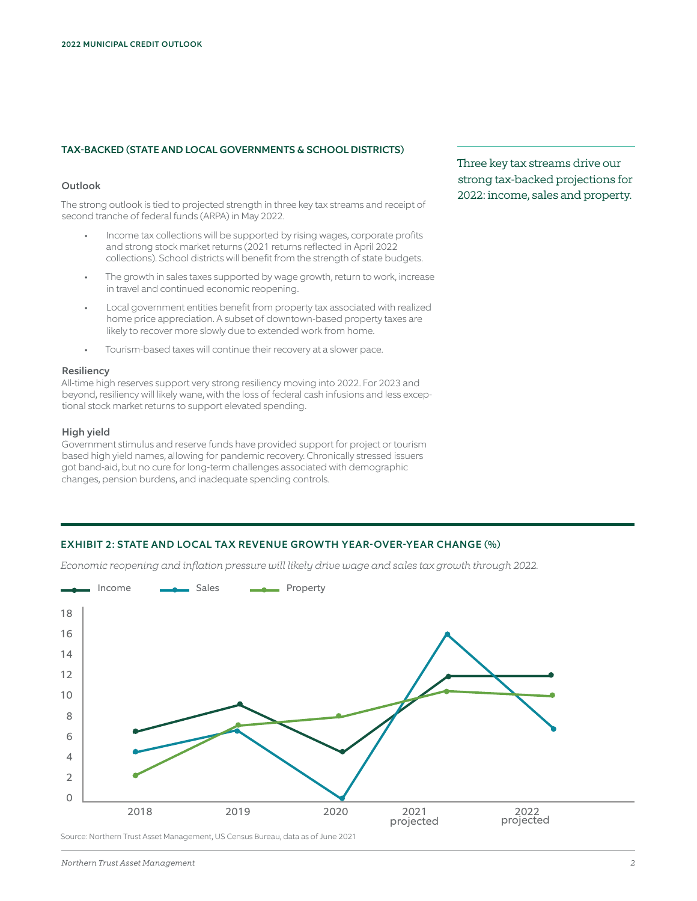## TAX-BACKED (STATE AND LOCAL GOVERNMENTS & SCHOOL DISTRICTS)

### Outlook

The strong outlook is tied to projected strength in three key tax streams and receipt of second tranche of federal funds (ARPA) in May 2022.

- Income tax collections will be supported by rising wages, corporate profits and strong stock market returns (2021 returns reflected in April 2022 collections). School districts will benefit from the strength of state budgets.
- The growth in sales taxes supported by wage growth, return to work, increase in travel and continued economic reopening.
- Local government entities benefit from property tax associated with realized home price appreciation. A subset of downtown-based property taxes are likely to recover more slowly due to extended work from home.
- Tourism-based taxes will continue their recovery at a slower pace.

### Resiliency

All-time high reserves support very strong resiliency moving into 2022. For 2023 and beyond, resiliency will likely wane, with the loss of federal cash infusions and less exceptional stock market returns to support elevated spending.

### High yield

Government stimulus and reserve funds have provided support for project or tourism based high yield names, allowing for pandemic recovery. Chronically stressed issuers got band-aid, but no cure for long-term challenges associated with demographic changes, pension burdens, and inadequate spending controls.

> Three key tax streams drive our strong tax-backed projections for 2022: income, sales and property.

### EXHIBIT 2: STATE AND LOCAL TAX REVENUE GROWTH YEAR-OVER-YEAR CHANGE (%)

*Economic reopening and inflation pressure will likely drive wage and sales tax growth through 2022.*

| | 2018 | 2019 | 2020 | 2021 projected | 2022 projected |
|---|---|---|---|---|---|
| Income | 6.6 | 9.2 | 4.6 | 11.9 | 12.0 |
| Sales | 4.6 | 6.7 | 0.0 | 16.0 | 6.9 |
| Property | 2.3 | 7.2 | 8.0 | 10.5 | 10.0 |

Source: Northern Trust Asset Management, US Census Bureau, data as of June 2021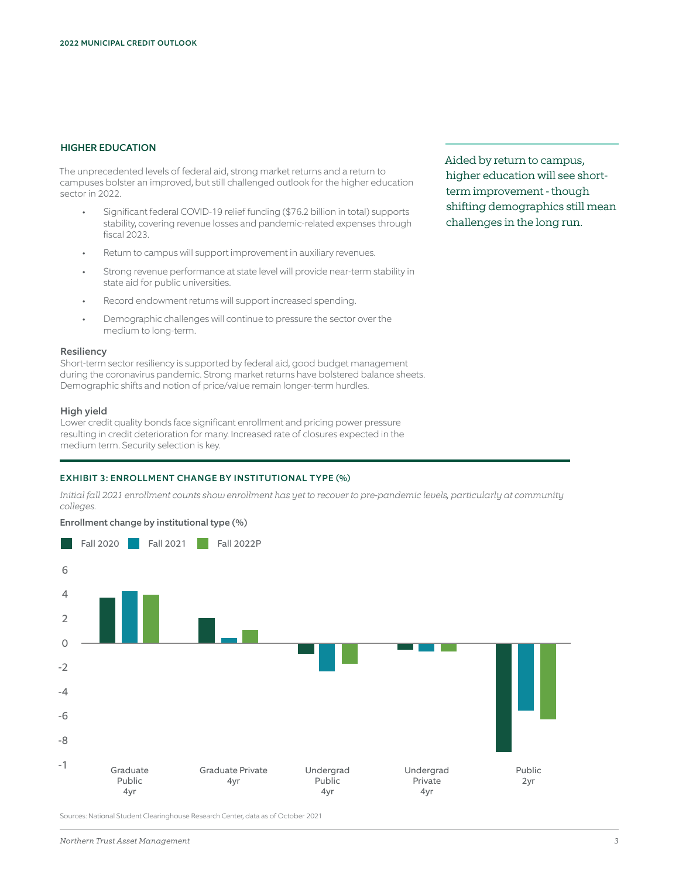## HIGHER EDUCATION

The unprecedented levels of federal aid, strong market returns and a return to campuses bolster an improved, but still challenged outlook for the higher education sector in 2022.

- Significant federal COVID-19 relief funding ($76.2 billion in total) supports stability, covering revenue losses and pandemic-related expenses through fiscal 2023.
- Return to campus will support improvement in auxiliary revenues.
- Strong revenue performance at state level will provide near-term stability in state aid for public universities.
- Record endowment returns will support increased spending.
- Demographic challenges will continue to pressure the sector over the medium to long-term.

Aided by return to campus, higher education will see short-term improvement - though shifting demographics still mean challenges in the long run.

### Resiliency

Short-term sector resiliency is supported by federal aid, good budget management during the coronavirus pandemic. Strong market returns have bolstered balance sheets. Demographic shifts and notion of price/value remain longer-term hurdles.

### High yield

Lower credit quality bonds face significant enrollment and pricing power pressure resulting in credit deterioration for many. Increased rate of closures expected in the medium term. Security selection is key.

### EXHIBIT 3: ENROLLMENT CHANGE BY INSTITUTIONAL TYPE (%)

*Initial fall 2021 enrollment counts show enrollment has yet to recover to pre-pandemic levels, particularly at community colleges.*

Enrollment change by institutional type (%)

| | Fall 2020 | Fall 2021 | Fall 2022P |
|---|---|---|---|
| Graduate Public 4yr | 3.7 | 4.2 | 3.9 |
| Graduate Private 4yr | 2.0 | 0.4 | 1.1 |
| Undergrad Public 4yr | -0.8 | -2.3 | -1.7 |
| Undergrad Private 4yr | -0.5 | -0.6 | -0.6 |
| Public 2yr | -9.0 | -5.5 | -6.2 |

Sources: National Student Clearinghouse Research Center, data as of October 2021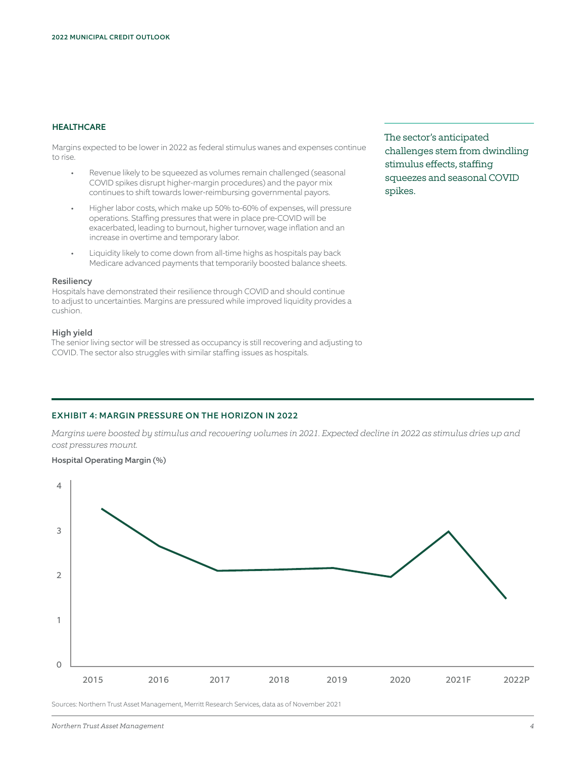## HEALTHCARE

Margins expected to be lower in 2022 as federal stimulus wanes and expenses continue to rise.

- Revenue likely to be squeezed as volumes remain challenged (seasonal COVID spikes disrupt higher-margin procedures) and the payor mix continues to shift towards lower-reimbursing governmental payors.
- Higher labor costs, which make up 50% to-60% of expenses, will pressure operations. Staffing pressures that were in place pre-COVID will be exacerbated, leading to burnout, higher turnover, wage inflation and an increase in overtime and temporary labor.
- Liquidity likely to come down from all-time highs as hospitals pay back Medicare advanced payments that temporarily boosted balance sheets.

### Resiliency

Hospitals have demonstrated their resilience through COVID and should continue to adjust to uncertainties. Margins are pressured while improved liquidity provides a cushion.

### High yield

The senior living sector will be stressed as occupancy is still recovering and adjusting to COVID. The sector also struggles with similar staffing issues as hospitals.

> The sector's anticipated challenges stem from dwindling stimulus effects, staffing squeezes and seasonal COVID spikes.

## EXHIBIT 4: MARGIN PRESSURE ON THE HORIZON IN 2022

*Margins were boosted by stimulus and recovering volumes in 2021. Expected decline in 2022 as stimulus dries up and cost pressures mount.*

Hospital Operating Margin (%)

Sources: Northern Trust Asset Management, Merritt Research Services, data as of November 2021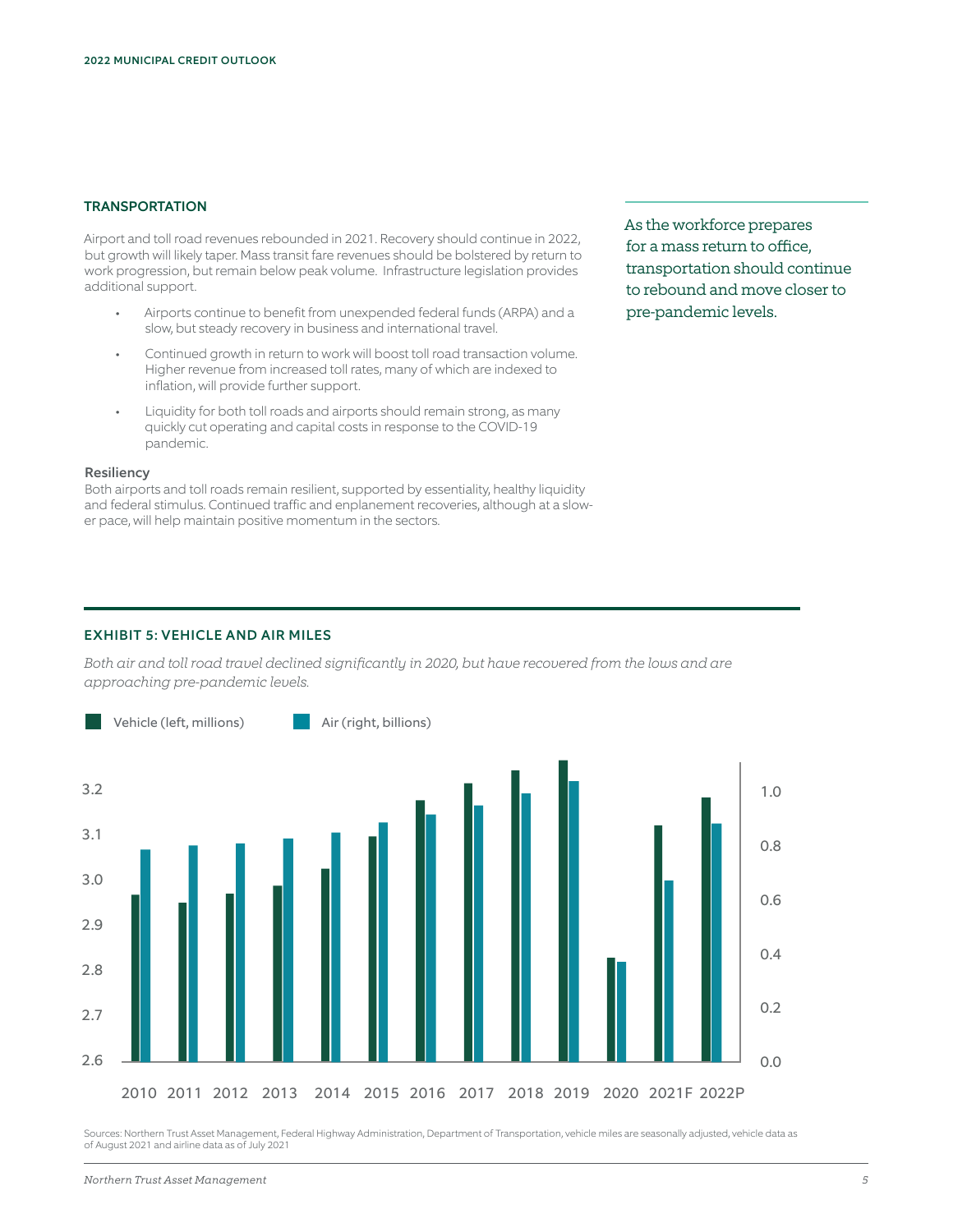## TRANSPORTATION

Airport and toll road revenues rebounded in 2021. Recovery should continue in 2022, but growth will likely taper. Mass transit fare revenues should be bolstered by return to work progression, but remain below peak volume. Infrastructure legislation provides additional support.

- Airports continue to benefit from unexpended federal funds (ARPA) and a slow, but steady recovery in business and international travel.
- Continued growth in return to work will boost toll road transaction volume. Higher revenue from increased toll rates, many of which are indexed to inflation, will provide further support.
- Liquidity for both toll roads and airports should remain strong, as many quickly cut operating and capital costs in response to the COVID-19 pandemic.

### Resiliency

Both airports and toll roads remain resilient, supported by essentiality, healthy liquidity and federal stimulus. Continued traffic and enplanement recoveries, although at a slower pace, will help maintain positive momentum in the sectors.

As the workforce prepares for a mass return to office, transportation should continue to rebound and move closer to pre-pandemic levels.

### EXHIBIT 5: VEHICLE AND AIR MILES

*Both air and toll road travel declined significantly in 2020, but have recovered from the lows and are approaching pre-pandemic levels.*

Vehicle (left, millions) | Air (right, billions)

Left axis: 2.6, 2.7, 2.8, 2.9, 3.0, 3.1, 3.2
Right axis: 0.0, 0.2, 0.4, 0.6, 0.8, 1.0
Years: 2010, 2011, 2012, 2013, 2014, 2015, 2016, 2017, 2018, 2019, 2020, 2021F, 2022P

Sources: Northern Trust Asset Management, Federal Highway Administration, Department of Transportation, vehicle miles are seasonally adjusted, vehicle data as of August 2021 and airline data as of July 2021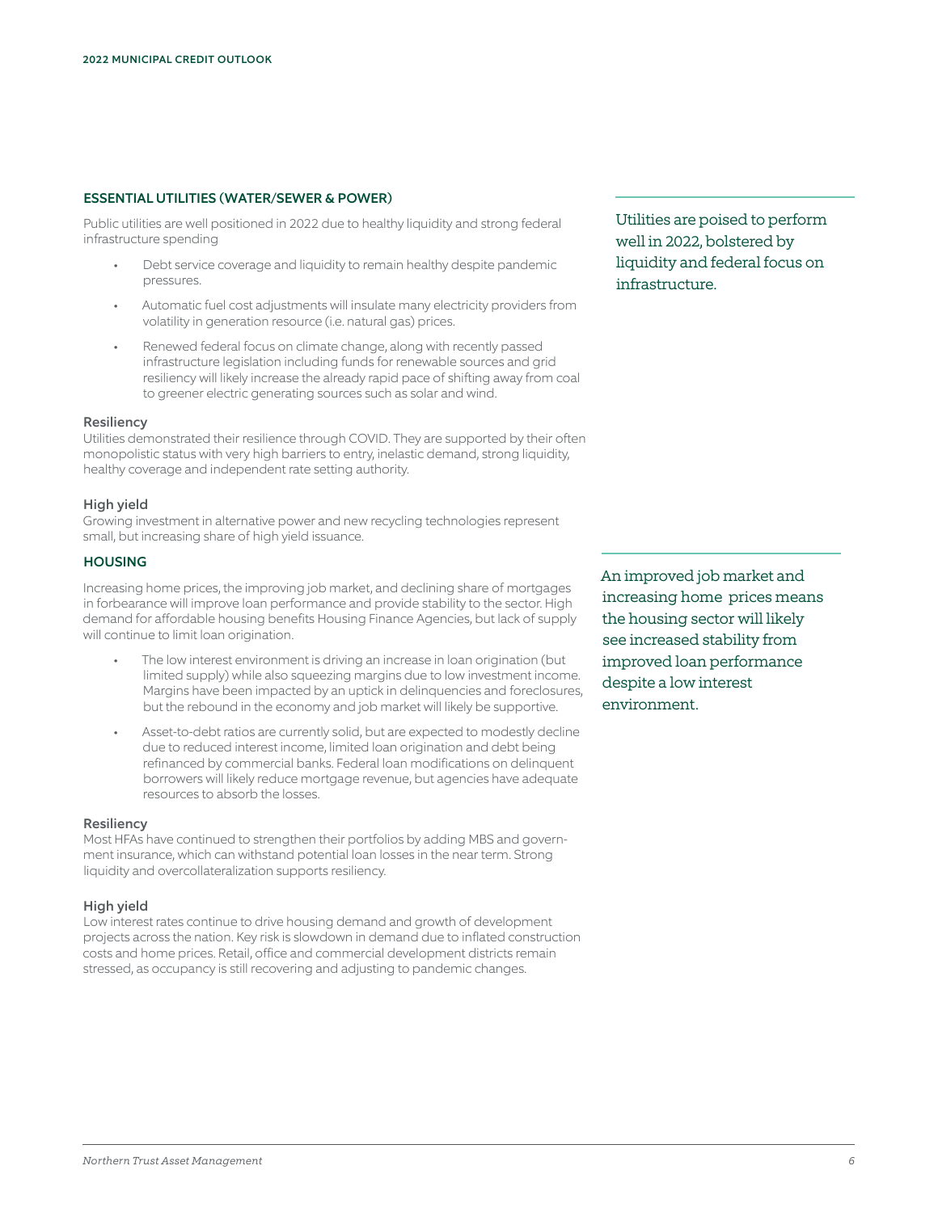## ESSENTIAL UTILITIES (WATER/SEWER & POWER)

Public utilities are well positioned in 2022 due to healthy liquidity and strong federal infrastructure spending

- Debt service coverage and liquidity to remain healthy despite pandemic pressures.
- Automatic fuel cost adjustments will insulate many electricity providers from volatility in generation resource (i.e. natural gas) prices.
- Renewed federal focus on climate change, along with recently passed infrastructure legislation including funds for renewable sources and grid resiliency will likely increase the already rapid pace of shifting away from coal to greener electric generating sources such as solar and wind.

Utilities are poised to perform well in 2022, bolstered by liquidity and federal focus on infrastructure.

### Resiliency

Utilities demonstrated their resilience through COVID. They are supported by their often monopolistic status with very high barriers to entry, inelastic demand, strong liquidity, healthy coverage and independent rate setting authority.

### High yield

Growing investment in alternative power and new recycling technologies represent small, but increasing share of high yield issuance.

## HOUSING

Increasing home prices, the improving job market, and declining share of mortgages in forbearance will improve loan performance and provide stability to the sector. High demand for affordable housing benefits Housing Finance Agencies, but lack of supply will continue to limit loan origination.

- The low interest environment is driving an increase in loan origination (but limited supply) while also squeezing margins due to low investment income. Margins have been impacted by an uptick in delinquencies and foreclosures, but the rebound in the economy and job market will likely be supportive.
- Asset-to-debt ratios are currently solid, but are expected to modestly decline due to reduced interest income, limited loan origination and debt being refinanced by commercial banks. Federal loan modifications on delinquent borrowers will likely reduce mortgage revenue, but agencies have adequate resources to absorb the losses.

An improved job market and increasing home prices means the housing sector will likely see increased stability from improved loan performance despite a low interest environment.

### Resiliency

Most HFAs have continued to strengthen their portfolios by adding MBS and government insurance, which can withstand potential loan losses in the near term. Strong liquidity and overcollateralization supports resiliency.

### High yield

Low interest rates continue to drive housing demand and growth of development projects across the nation. Key risk is slowdown in demand due to inflated construction costs and home prices. Retail, office and commercial development districts remain stressed, as occupancy is still recovering and adjusting to pandemic changes.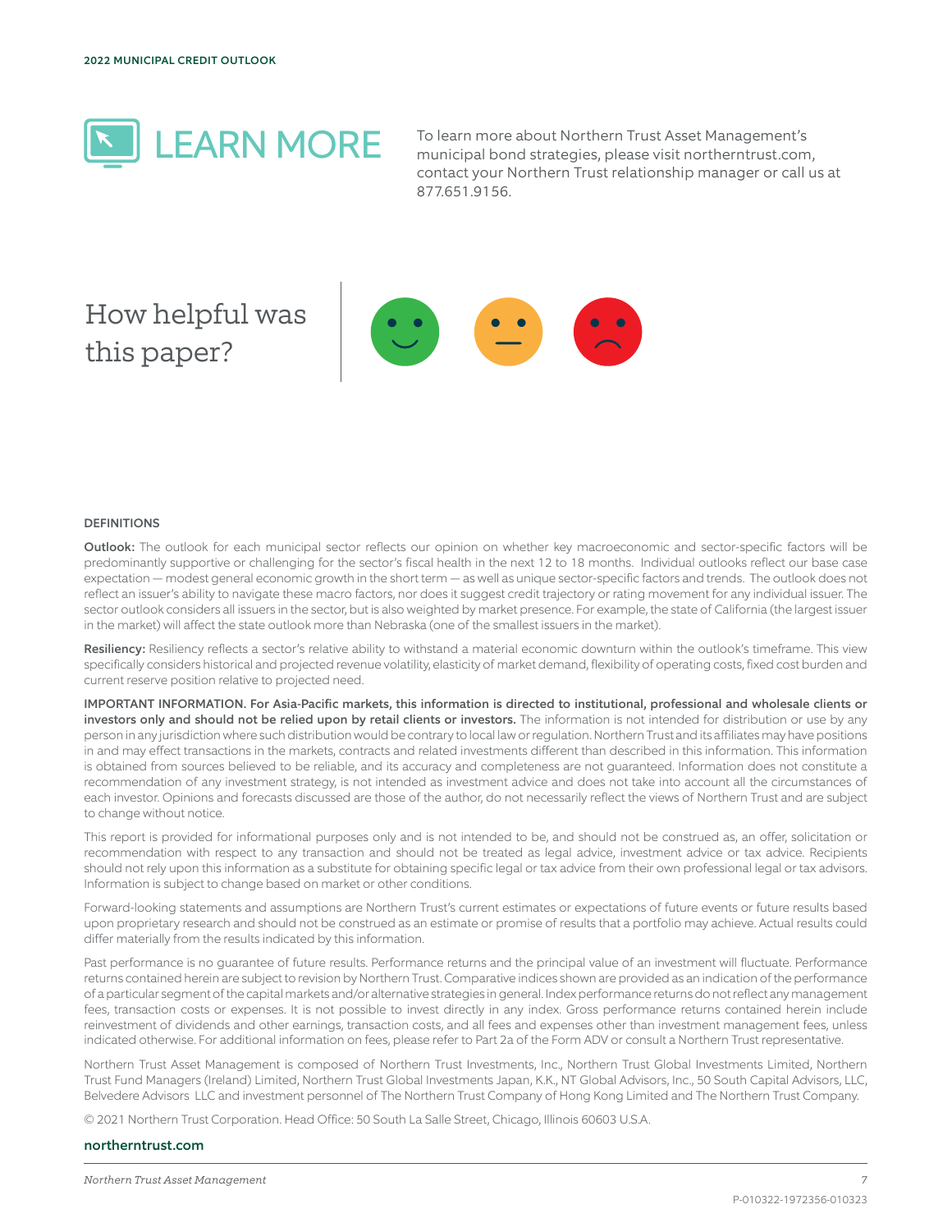## LEARN MORE

To learn more about Northern Trust Asset Management's municipal bond strategies, please visit northerntrust.com, contact your Northern Trust relationship manager or call us at 877.651.9156.

How helpful was this paper?

### DEFINITIONS

**Outlook:** The outlook for each municipal sector reflects our opinion on whether key macroeconomic and sector-specific factors will be predominantly supportive or challenging for the sector's fiscal health in the next 12 to 18 months. Individual outlooks reflect our base case expectation — modest general economic growth in the short term — as well as unique sector-specific factors and trends. The outlook does not reflect an issuer's ability to navigate these macro factors, nor does it suggest credit trajectory or rating movement for any individual issuer. The sector outlook considers all issuers in the sector, but is also weighted by market presence. For example, the state of California (the largest issuer in the market) will affect the state outlook more than Nebraska (one of the smallest issuers in the market).

**Resiliency:** Resiliency reflects a sector's relative ability to withstand a material economic downturn within the outlook's timeframe. This view specifically considers historical and projected revenue volatility, elasticity of market demand, flexibility of operating costs, fixed cost burden and current reserve position relative to projected need.

**IMPORTANT INFORMATION. For Asia-Pacific markets, this information is directed to institutional, professional and wholesale clients or investors only and should not be relied upon by retail clients or investors.** The information is not intended for distribution or use by any person in any jurisdiction where such distribution would be contrary to local law or regulation. Northern Trust and its affiliates may have positions in and may effect transactions in the markets, contracts and related investments different than described in this information. This information is obtained from sources believed to be reliable, and its accuracy and completeness are not guaranteed. Information does not constitute a recommendation of any investment strategy, is not intended as investment advice and does not take into account all the circumstances of each investor. Opinions and forecasts discussed are those of the author, do not necessarily reflect the views of Northern Trust and are subject to change without notice.

This report is provided for informational purposes only and is not intended to be, and should not be construed as, an offer, solicitation or recommendation with respect to any transaction and should not be treated as legal advice, investment advice or tax advice. Recipients should not rely upon this information as a substitute for obtaining specific legal or tax advice from their own professional legal or tax advisors. Information is subject to change based on market or other conditions.

Forward-looking statements and assumptions are Northern Trust's current estimates or expectations of future events or future results based upon proprietary research and should not be construed as an estimate or promise of results that a portfolio may achieve. Actual results could differ materially from the results indicated by this information.

Past performance is no guarantee of future results. Performance returns and the principal value of an investment will fluctuate. Performance returns contained herein are subject to revision by Northern Trust. Comparative indices shown are provided as an indication of the performance of a particular segment of the capital markets and/or alternative strategies in general. Index performance returns do not reflect any management fees, transaction costs or expenses. It is not possible to invest directly in any index. Gross performance returns contained herein include reinvestment of dividends and other earnings, transaction costs, and all fees and expenses other than investment management fees, unless indicated otherwise. For additional information on fees, please refer to Part 2a of the Form ADV or consult a Northern Trust representative.

Northern Trust Asset Management is composed of Northern Trust Investments, Inc., Northern Trust Global Investments Limited, Northern Trust Fund Managers (Ireland) Limited, Northern Trust Global Investments Japan, K.K., NT Global Advisors, Inc., 50 South Capital Advisors, LLC, Belvedere Advisors LLC and investment personnel of The Northern Trust Company of Hong Kong Limited and The Northern Trust Company.

© 2021 Northern Trust Corporation. Head Office: 50 South La Salle Street, Chicago, Illinois 60603 U.S.A.

northerntrust.com

P-010322-1972356-010323